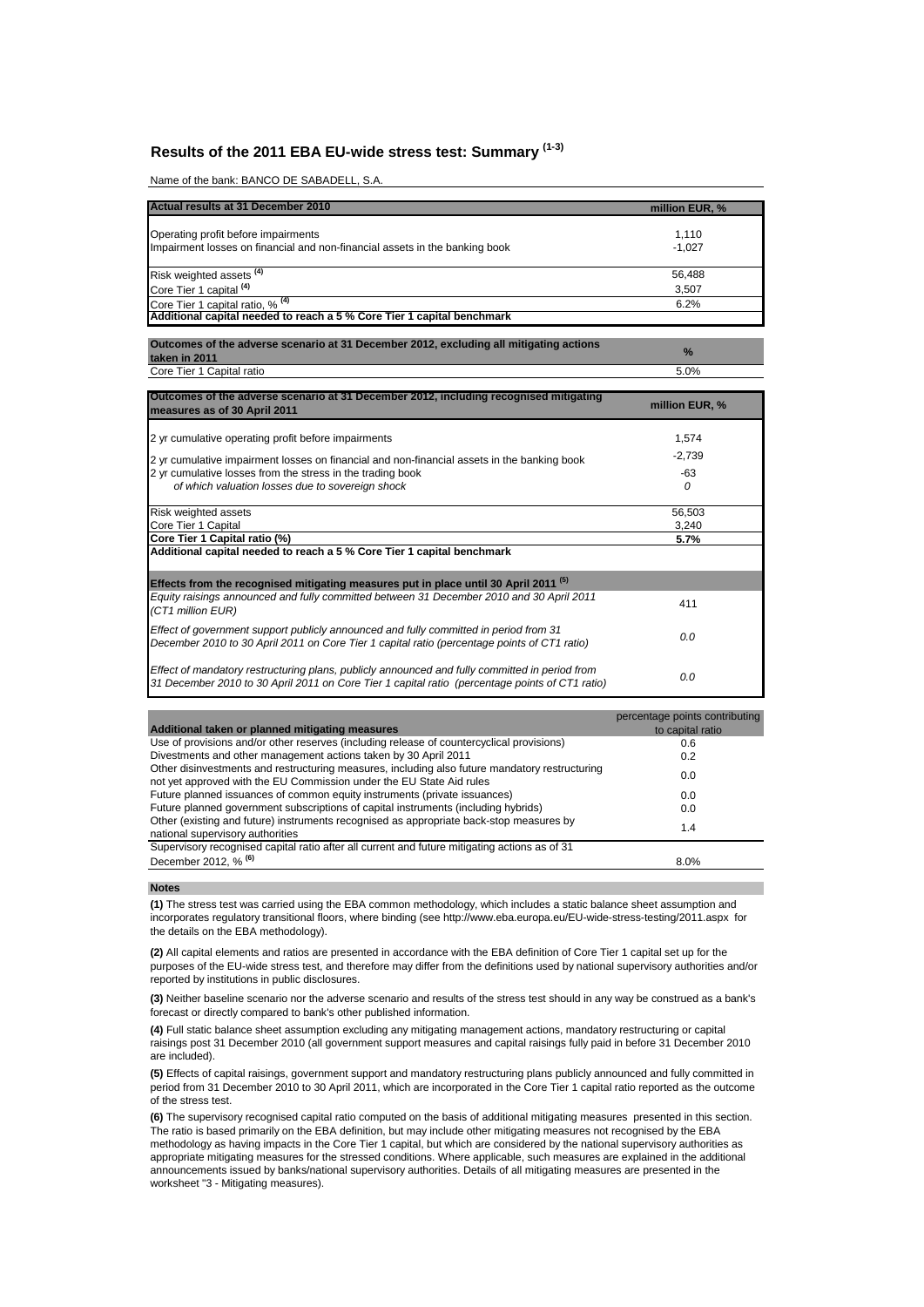# Results of the 2011 EBA EU-wide stress test: Summary [1-3]

Name of the bank: BANCO DE SABADELL, S.A.

| Actual results at 31 December 2010 | million EUR, % |
|---|---|
| Operating profit before impairments | 1,110 |
| Impairment losses on financial and non-financial assets in the banking book | -1,027 |
| Risk weighted assets [4] | 56,488 |
| Core Tier 1 capital [4] | 3,507 |
| Core Tier 1 capital ratio, % [4] | 6.2% |
| **Additional capital needed to reach a 5 % Core Tier 1 capital benchmark** | |

| Outcomes of the adverse scenario at 31 December 2012, excluding all mitigating actions taken in 2011 | % |
|---|---|
| Core Tier 1 Capital ratio | 5.0% |

| Outcomes of the adverse scenario at 31 December 2012, including recognised mitigating measures as of 30 April 2011 | million EUR, % |
|---|---|
| 2 yr cumulative operating profit before impairments | 1,574 |
| 2 yr cumulative impairment losses on financial and non-financial assets in the banking book | -2,739 |
| 2 yr cumulative losses from the stress in the trading book | -63 |
| *of which valuation losses due to sovereign shock* | *0* |
| Risk weighted assets | 56,503 |
| Core Tier 1 Capital | 3,240 |
| **Core Tier 1 Capital ratio (%)** | **5.7%** |
| **Additional capital needed to reach a 5 % Core Tier 1 capital benchmark** | |
| **Effects from the recognised mitigating measures put in place until 30 April 2011 [5]** | |
| *Equity raisings announced and fully committed between 31 December 2010 and 30 April 2011 (CT1 million EUR)* | 411 |
| *Effect of government support publicly announced and fully committed in period from 31 December 2010 to 30 April 2011 on Core Tier 1 capital ratio (percentage points of CT1 ratio)* | *0.0* |
| *Effect of mandatory restructuring plans, publicly announced and fully committed in period from 31 December 2010 to 30 April 2011 on Core Tier 1 capital ratio (percentage points of CT1 ratio)* | *0.0* |

| Additional taken or planned mitigating measures | percentage points contributing to capital ratio |
|---|---|
| Use of provisions and/or other reserves (including release of countercyclical provisions) | 0.6 |
| Divestments and other management actions taken by 30 April 2011 | 0.2 |
| Other disinvestments and restructuring measures, including also future mandatory restructuring not yet approved with the EU Commission under the EU State Aid rules | 0.0 |
| Future planned issuances of common equity instruments (private issuances) | 0.0 |
| Future planned government subscriptions of capital instruments (including hybrids) | 0.0 |
| Other (existing and future) instruments recognised as appropriate back-stop measures by national supervisory authorities | 1.4 |
| Supervisory recognised capital ratio after all current and future mitigating actions as of 31 December 2012, % [6] | 8.0% |

**Notes**

**(1)** The stress test was carried using the EBA common methodology, which includes a static balance sheet assumption and incorporates regulatory transitional floors, where binding (see http://www.eba.europa.eu/EU-wide-stress-testing/2011.aspx for the details on the EBA methodology).

**(2)** All capital elements and ratios are presented in accordance with the EBA definition of Core Tier 1 capital set up for the purposes of the EU-wide stress test, and therefore may differ from the definitions used by national supervisory authorities and/or reported by institutions in public disclosures.

**(3)** Neither baseline scenario nor the adverse scenario and results of the stress test should in any way be construed as a bank's forecast or directly compared to bank's other published information.

**(4)** Full static balance sheet assumption excluding any mitigating management actions, mandatory restructuring or capital raisings post 31 December 2010 (all government support measures and capital raisings fully paid in before 31 December 2010 are included).

**(5)** Effects of capital raisings, government support and mandatory restructuring plans publicly announced and fully committed in period from 31 December 2010 to 30 April 2011, which are incorporated in the Core Tier 1 capital ratio reported as the outcome of the stress test.

**(6)** The supervisory recognised capital ratio computed on the basis of additional mitigating measures presented in this section. The ratio is based primarily on the EBA definition, but may include other mitigating measures not recognised by the EBA methodology as having impacts in the Core Tier 1 capital, but which are considered by the national supervisory authorities as appropriate mitigating measures for the stressed conditions. Where applicable, such measures are explained in the additional announcements issued by banks/national supervisory authorities. Details of all mitigating measures are presented in the worksheet "3 - Mitigating measures).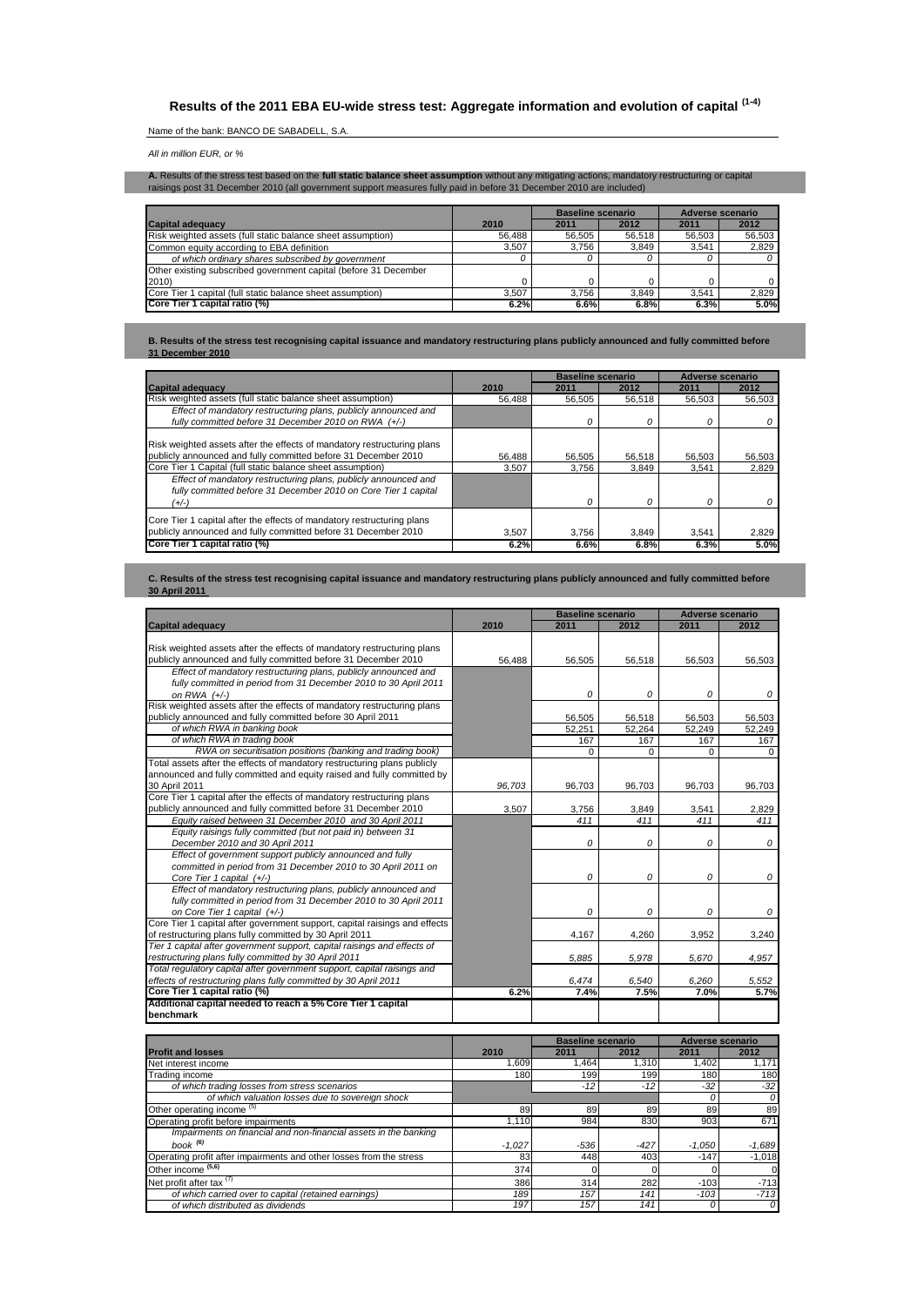## Results of the 2011 EBA EU-wide stress test: Aggregate information and evolution of capital [1-4]

Name of the bank: BANCO DE SABADELL, S.A.

*All in million EUR, or %*

**A.** Results of the stress test based on the **full static balance sheet assumption** without any mitigating actions, mandatory restructuring or capital raisings post 31 December 2010 (all government support measures fully paid in before 31 December 2010 are included)

| Capital adequacy | 2010 | Baseline scenario 2011 | Baseline scenario 2012 | Adverse scenario 2011 | Adverse scenario 2012 |
|---|---|---|---|---|---|
| Risk weighted assets (full static balance sheet assumption) | 56,488 | 56,505 | 56,518 | 56,503 | 56,503 |
| Common equity according to EBA definition | 3,507 | 3,756 | 3,849 | 3,541 | 2,829 |
| *of which ordinary shares subscribed by government* | *0* | *0* | *0* | *0* | *0* |
| Other existing subscribed government capital (before 31 December 2010) | 0 | 0 | 0 | 0 | 0 |
| Core Tier 1 capital (full static balance sheet assumption) | 3,507 | 3,756 | 3,849 | 3,541 | 2,829 |
| **Core Tier 1 capital ratio (%)** | **6.2%** | **6.6%** | **6.8%** | **6.3%** | **5.0%** |

**B. Results of the stress test recognising capital issuance and mandatory restructuring plans publicly announced and fully committed before 31 December 2010**

| Capital adequacy | 2010 | Baseline scenario 2011 | Baseline scenario 2012 | Adverse scenario 2011 | Adverse scenario 2012 |
|---|---|---|---|---|---|
| Risk weighted assets (full static balance sheet assumption) | 56,488 | 56,505 | 56,518 | 56,503 | 56,503 |
| *Effect of mandatory restructuring plans, publicly announced and fully committed before 31 December 2010 on RWA (+/-)* | | *0* | *0* | *0* | *0* |
| Risk weighted assets after the effects of mandatory restructuring plans publicly announced and fully committed before 31 December 2010 | 56,488 | 56,505 | 56,518 | 56,503 | 56,503 |
| Core Tier 1 Capital (full static balance sheet assumption) | 3,507 | 3,756 | 3,849 | 3,541 | 2,829 |
| *Effect of mandatory restructuring plans, publicly announced and fully committed before 31 December 2010 on Core Tier 1 capital (+/-)* | | *0* | *0* | *0* | *0* |
| Core Tier 1 capital after the effects of mandatory restructuring plans publicly announced and fully committed before 31 December 2010 | 3,507 | 3,756 | 3,849 | 3,541 | 2,829 |
| **Core Tier 1 capital ratio (%)** | **6.2%** | **6.6%** | **6.8%** | **6.3%** | **5.0%** |

**C. Results of the stress test recognising capital issuance and mandatory restructuring plans publicly announced and fully committed before 30 April 2011**

| Capital adequacy | 2010 | Baseline scenario 2011 | Baseline scenario 2012 | Adverse scenario 2011 | Adverse scenario 2012 |
|---|---|---|---|---|---|
| Risk weighted assets after the effects of mandatory restructuring plans publicly announced and fully committed before 31 December 2010 | 56,488 | 56,505 | 56,518 | 56,503 | 56,503 |
| *Effect of mandatory restructuring plans, publicly announced and fully committed in period from 31 December 2010 to 30 April 2011 on RWA (+/-)* | | *0* | *0* | *0* | *0* |
| Risk weighted assets after the effects of mandatory restructuring plans publicly announced and fully committed before 30 April 2011 | | 56,505 | 56,518 | 56,503 | 56,503 |
| *of which RWA in banking book* | | 52,251 | 52,264 | 52,249 | 52,249 |
| *of which RWA in trading book* | | 167 | 167 | 167 | 167 |
| *RWA on securitisation positions (banking and trading book)* | | 0 | 0 | 0 | 0 |
| Total assets after the effects of mandatory restructuring plans publicly announced and fully committed and equity raised and fully committed by 30 April 2011 | *96,703* | *96,703* | *96,703* | *96,703* | *96,703* |
| Core Tier 1 capital after the effects of mandatory restructuring plans publicly announced and fully committed before 31 December 2010 | 3,507 | 3,756 | 3,849 | 3,541 | 2,829 |
| *Equity raised between 31 December 2010 and 30 April 2011* | | *411* | *411* | *411* | *411* |
| *Equity raisings fully committed (but not paid in) between 31 December 2010 and 30 April 2011* | | *0* | *0* | *0* | *0* |
| *Effect of government support publicly announced and fully committed in period from 31 December 2010 to 30 April 2011 on Core Tier 1 capital (+/-)* | | *0* | *0* | *0* | *0* |
| *Effect of mandatory restructuring plans, publicly announced and fully committed in period from 31 December 2010 to 30 April 2011 on Core Tier 1 capital (+/-)* | | *0* | *0* | *0* | *0* |
| Core Tier 1 capital after government support, capital raisings and effects of restructuring plans fully committed by 30 April 2011 | | 4,167 | 4,260 | 3,952 | 3,240 |
| *Tier 1 capital after government support, capital raisings and effects of restructuring plans fully committed by 30 April 2011* | | *5,885* | *5,978* | *5,670* | *4,957* |
| *Total regulatory capital after government support, capital raisings and effects of restructuring plans fully committed by 30 April 2011* | | *6,474* | *6,540* | *6,260* | *5,552* |
| **Core Tier 1 capital ratio (%)** | **6.2%** | **7.4%** | **7.5%** | **7.0%** | **5.7%** |
| **Additional capital needed to reach a 5% Core Tier 1 capital benchmark** | | | | | |

| Profit and losses | 2010 | Baseline scenario 2011 | Baseline scenario 2012 | Adverse scenario 2011 | Adverse scenario 2012 |
|---|---|---|---|---|---|
| Net interest income | 1,609 | 1,464 | 1,310 | 1,402 | 1,171 |
| Trading income | 180 | 199 | 199 | 180 | 180 |
| *of which trading losses from stress scenarios* | | *-12* | *-12* | *-32* | *-32* |
| *of which valuation losses due to sovereign shock* | | | | *0* | *0* |
| Other operating income [5] | 89 | 89 | 89 | 89 | 89 |
| Operating profit before impairments | 1,110 | 984 | 830 | 903 | 671 |
| *Impairments on financial and non-financial assets in the banking book [6]* | *-1,027* | *-536* | *-427* | *-1,050* | *-1,689* |
| Operating profit after impairments and other losses from the stress | 83 | 448 | 403 | -147 | -1,018 |
| Other income [5,6] | 374 | 0 | 0 | 0 | 0 |
| Net profit after tax [7] | 386 | 314 | 282 | -103 | -713 |
| *of which carried over to capital (retained earnings)* | *189* | *157* | *141* | *-103* | *-713* |
| *of which distributed as dividends* | *197* | *157* | *141* | *0* | *0* |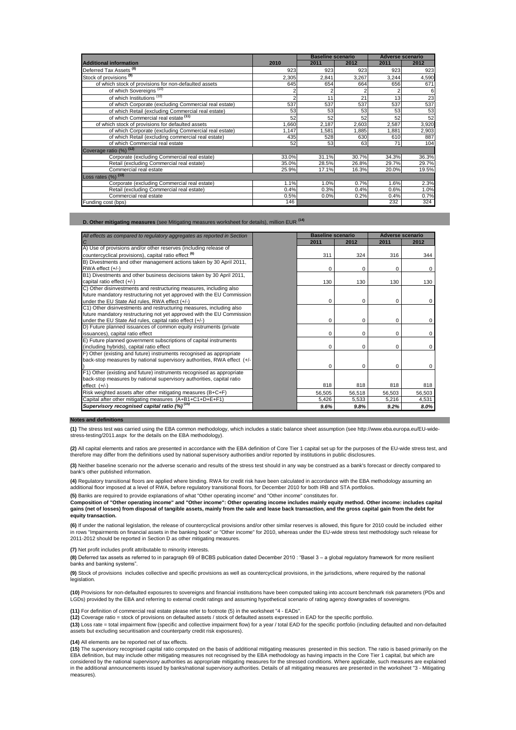| Additional information | 2010 | Baseline scenario | | Adverse scenario | |
|---|---|---|---|---|---|
| | | 2011 | 2012 | 2011 | 2012 |
| Deferred Tax Assets [8] | 923 | 923 | 923 | 923 | 923 |
| Stock of provisions [9] | 2,305 | 2,841 | 3,267 | 3,244 | 4,590 |
| of which stock of provisions for non-defaulted assets | 645 | 654 | 664 | 656 | 671 |
| of which Sovereigns [10] | 2 | 2 | 2 | 2 | 6 |
| of which Institutions [10] | 2 | 11 | 21 | 13 | 23 |
| of which Corporate (excluding Commercial real estate) | 537 | 537 | 537 | 537 | 537 |
| of which Retail (excluding Commercial real estate) | 53 | 53 | 53 | 53 | 53 |
| of which Commercial real estate [11] | 52 | 52 | 52 | 52 | 52 |
| of which stock of provisions for defaulted assets | 1,660 | 2,187 | 2,603 | 2,587 | 3,920 |
| of which Corporate (excluding Commercial real estate) | 1,147 | 1,581 | 1,885 | 1,881 | 2,903 |
| of which Retail (excluding commercial real estate) | 435 | 528 | 630 | 610 | 887 |
| of which Commercial real estate | 52 | 53 | 63 | 71 | 104 |
| Coverage ratio (%) [12] | | | | | |
| Corporate (excluding Commercial real estate) | 33.0% | 31.1% | 30.7% | 34.3% | 36.3% |
| Retail (excluding Commercial real estate) | 35.0% | 28.5% | 26.8% | 29.7% | 29.7% |
| Commercial real estate | 25.9% | 17.1% | 16.3% | 20.0% | 19.5% |
| Loss rates (%) [13] | | | | | |
| Corporate (excluding Commercial real estate) | 1.1% | 1.0% | 0.7% | 1.6% | 2.3% |
| Retail (excluding Commercial real estate) | 0.4% | 0.3% | 0.4% | 0.6% | 1.0% |
| Commercial real estate | 0.5% | 0.0% | 0.2% | 0.4% | 0.7% |
| Funding cost (bps) | 146 | | | 232 | 324 |

**D. Other mitigating measures** (see Mitigating measures worksheet for details), million EUR [14]

| *All effects as compared to regulatory aggregates as reported in Section C* | Baseline scenario | | Adverse scenario | |
|---|---|---|---|---|
| | 2011 | 2012 | 2011 | 2012 |
| A) Use of provisions and/or other reserves (including release of countercyclical provisions), capital ratio effect [6] | 311 | 324 | 316 | 344 |
| B) Divestments and other management actions taken by 30 April 2011, RWA effect (+/-) | 0 | 0 | 0 | 0 |
| B1) Divestments and other business decisions taken by 30 April 2011, capital ratio effect (+/-) | 130 | 130 | 130 | 130 |
| C) Other disinvestments and restructuring measures, including also future mandatory restructuring not yet approved with the EU Commission under the EU State Aid rules, RWA effect (+/-) | 0 | 0 | 0 | 0 |
| C1) Other disinvestments and restructuring measures, including also future mandatory restructuring not yet approved with the EU Commission under the EU State Aid rules, capital ratio effect (+/-) | 0 | 0 | 0 | 0 |
| D) Future planned issuances of common equity instruments (private issuances), capital ratio effect | 0 | 0 | 0 | 0 |
| E) Future planned government subscriptions of capital instruments (including hybrids), capital ratio effect | 0 | 0 | 0 | 0 |
| F) Other (existing and future) instruments recognised as appropriate back-stop measures by national supervisory authorities, RWA effect (+/-) | 0 | 0 | 0 | 0 |
| F1) Other (existing and future) instruments recognised as appropriate back-stop measures by national supervisory authorities, capital ratio effect (+/-) | 818 | 818 | 818 | 818 |
| Risk weighted assets after other mitigating measures (B+C+F) | 56,505 | 56,518 | 56,503 | 56,503 |
| Capital after other mitigating measures (A+B1+C1+D+E+F1) | 5,426 | 5,533 | 5,216 | 4,531 |
| ***Supervisory recognised capital ratio (%)*** [15] | ***9.6%*** | ***9.8%*** | ***9.2%*** | ***8.0%*** |

**Notes and definitions**

**(1)** The stress test was carried using the EBA common methodology, which includes a static balance sheet assumption (see http://www.eba.europa.eu/EU-wide-stress-testing/2011.aspx for the details on the EBA methodology).

**(2)** All capital elements and ratios are presented in accordance with the EBA definition of Core Tier 1 capital set up for the purposes of the EU-wide stress test, and therefore may differ from the definitions used by national supervisory authorities and/or reported by institutions in public disclosures.

**(3)** Neither baseline scenario nor the adverse scenario and results of the stress test should in any way be construed as a bank's forecast or directly compared to bank's other published information.

**(4)** Regulatory transitional floors are applied where binding. RWA for credit risk have been calculated in accordance with the EBA methodology assuming an additional floor imposed at a level of RWA, before regulatory transitional floors, for December 2010 for both IRB and STA portfolios.

**(5)** Banks are required to provide explanations of what "Other operating income" and "Other income" constitutes for.
**Composition of "Other operating income" and "Other income": Other operating income includes mainly equity method. Other income: includes capital gains (net of losses) from disposal of tangible assets, mainly from the sale and lease back transaction, and the gross capital gain from the debt for equity transaction.**

**(6)** If under the national legislation, the release of countercyclical provisions and/or other similar reserves is allowed, this figure for 2010 could be included either in rows "Impairments on financial assets in the banking book" or "Other income" for 2010, whereas under the EU-wide stress test methodology such release for 2011-2012 should be reported in Section D as other mitigating measures.

**(7)** Net profit includes profit attributable to minority interests.

**(8)** Deferred tax assets as referred to in paragraph 69 of BCBS publication dated December 2010 : "Basel 3 – a global regulatory framework for more resilient banks and banking systems".

**(9)** Stock of provisions includes collective and specific provisions as well as countercyclical provisions, in the jurisdictions, where required by the national legislation.

**(10)** Provisions for non-defaulted exposures to sovereigns and financial institutions have been computed taking into account benchmark risk parameters (PDs and LGDs) provided by the EBA and referring to external credit ratings and assuming hypothetical scenario of rating agency downgrades of sovereigns.

**(11)** For definition of commercial real estate please refer to footnote (5) in the worksheet "4 - EADs".

**(12)** Coverage ratio = stock of provisions on defaulted assets / stock of defaulted assets expressed in EAD for the specific portfolio.

**(13)** Loss rate = total impairment flow (specific and collective impairment flow) for a year / total EAD for the specific portfolio (including defaulted and non-defaulted assets but excluding securitisation and counterparty credit risk exposures).

**(14)** All elements are be reported net of tax effects.

**(15)** The supervisory recognised capital ratio computed on the basis of additional mitigating measures presented in this section. The ratio is based primarily on the EBA definition, but may include other mitigating measures not recognised by the EBA methodology as having impacts in the Core Tier 1 capital, but which are considered by the national supervisory authorities as appropriate mitigating measures for the stressed conditions. Where applicable, such measures are explained in the additional announcements issued by banks/national supervisory authorities. Details of all mitigating measures are presented in the worksheet "3 - Mitigating measures).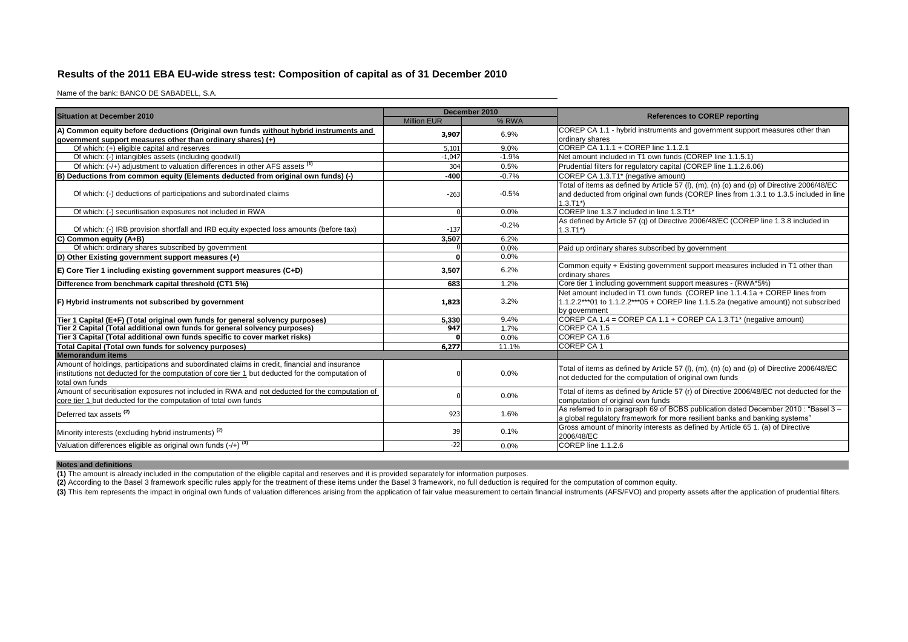## Results of the 2011 EBA EU-wide stress test: Composition of capital as of 31 December 2010

Name of the bank: BANCO DE SABADELL, S.A.

| Situation at December 2010 | December 2010 | | References to COREP reporting |
|---|---|---|---|
| | Million EUR | % RWA | |
| **A) Common equity before deductions (Original own funds without hybrid instruments and government support measures other than ordinary shares) (+)** | **3,907** | 6.9% | COREP CA 1.1 - hybrid instruments and government support measures other than ordinary shares |
| Of which: (+) eligible capital and reserves | 5,101 | 9.0% | COREP CA 1.1.1 + COREP line 1.1.2.1 |
| Of which: (-) intangibles assets (including goodwill) | -1,047 | -1.9% | Net amount included in T1 own funds (COREP line 1.1.5.1) |
| Of which: (-/+) adjustment to valuation differences in other AFS assets [1] | 304 | 0.5% | Prudential filters for regulatory capital (COREP line 1.1.2.6.06) |
| **B) Deductions from common equity (Elements deducted from original own funds) (-)** | **-400** | -0.7% | COREP CA 1.3.T1* (negative amount) |
| Of which: (-) deductions of participations and subordinated claims | -263 | -0.5% | Total of items as defined by Article 57 (l), (m), (n) (o) and (p) of Directive 2006/48/EC and deducted from original own funds (COREP lines from 1.3.1 to 1.3.5 included in line 1.3.T1*) |
| Of which: (-) securitisation exposures not included in RWA | 0 | 0.0% | COREP line 1.3.7 included in line 1.3.T1* |
| Of which: (-) IRB provision shortfall and IRB equity expected loss amounts (before tax) | -137 | -0.2% | As defined by Article 57 (q) of Directive 2006/48/EC (COREP line 1.3.8 included in 1.3.T1*) |
| **C) Common equity (A+B)** | **3,507** | 6.2% | |
| Of which: ordinary shares subscribed by government | 0 | 0.0% | Paid up ordinary shares subscribed by government |
| **D) Other Existing government support measures (+)** | **0** | 0.0% | |
| **E) Core Tier 1 including existing government support measures (C+D)** | **3,507** | 6.2% | Common equity + Existing government support measures included in T1 other than ordinary shares |
| **Difference from benchmark capital threshold (CT1 5%)** | **683** | 1.2% | Core tier 1 including government support measures - (RWA*5%) |
| **F) Hybrid instruments not subscribed by government** | **1,823** | 3.2% | Net amount included in T1 own funds (COREP line 1.1.4.1a + COREP lines from 1.1.2.2***01 to 1.1.2.2***05 + COREP line 1.1.5.2a (negative amount)) not subscribed by government |
| **Tier 1 Capital (E+F) (Total original own funds for general solvency purposes)** | **5,330** | 9.4% | COREP CA 1.4 = COREP CA 1.1 + COREP CA 1.3.T1* (negative amount) |
| **Tier 2 Capital (Total additional own funds for general solvency purposes)** | **947** | 1.7% | COREP CA 1.5 |
| **Tier 3 Capital (Total additional own funds specific to cover market risks)** | **0** | 0.0% | COREP CA 1.6 |
| **Total Capital (Total own funds for solvency purposes)** | **6,277** | 11.1% | COREP CA 1 |
| **Memorandum items** | | | |
| Amount of holdings, participations and subordinated claims in credit, financial and insurance institutions not deducted for the computation of core tier 1 but deducted for the computation of total own funds | 0 | 0.0% | Total of items as defined by Article 57 (l), (m), (n) (o) and (p) of Directive 2006/48/EC not deducted for the computation of original own funds |
| Amount of securitisation exposures not included in RWA and not deducted for the computation of core tier 1 but deducted for the computation of total own funds | 0 | 0.0% | Total of items as defined by Article 57 (r) of Directive 2006/48/EC not deducted for the computation of original own funds |
| Deferred tax assets [2] | 923 | 1.6% | As referred to in paragraph 69 of BCBS publication dated December 2010 : "Basel 3 – a global regulatory framework for more resilient banks and banking systems" |
| Minority interests (excluding hybrid instruments) [2] | 39 | 0.1% | Gross amount of minority interests as defined by Article 65 1. (a) of Directive 2006/48/EC |
| Valuation differences eligible as original own funds (-/+) [3] | -22 | 0.0% | COREP line 1.1.2.6 |

**Notes and definitions**

**(1)** The amount is already included in the computation of the eligible capital and reserves and it is provided separately for information purposes.

**(2)** According to the Basel 3 framework specific rules apply for the treatment of these items under the Basel 3 framework, no full deduction is required for the computation of common equity.

**(3)** This item represents the impact in original own funds of valuation differences arising from the application of fair value measurement to certain financial instruments (AFS/FVO) and property assets after the application of prudential filters.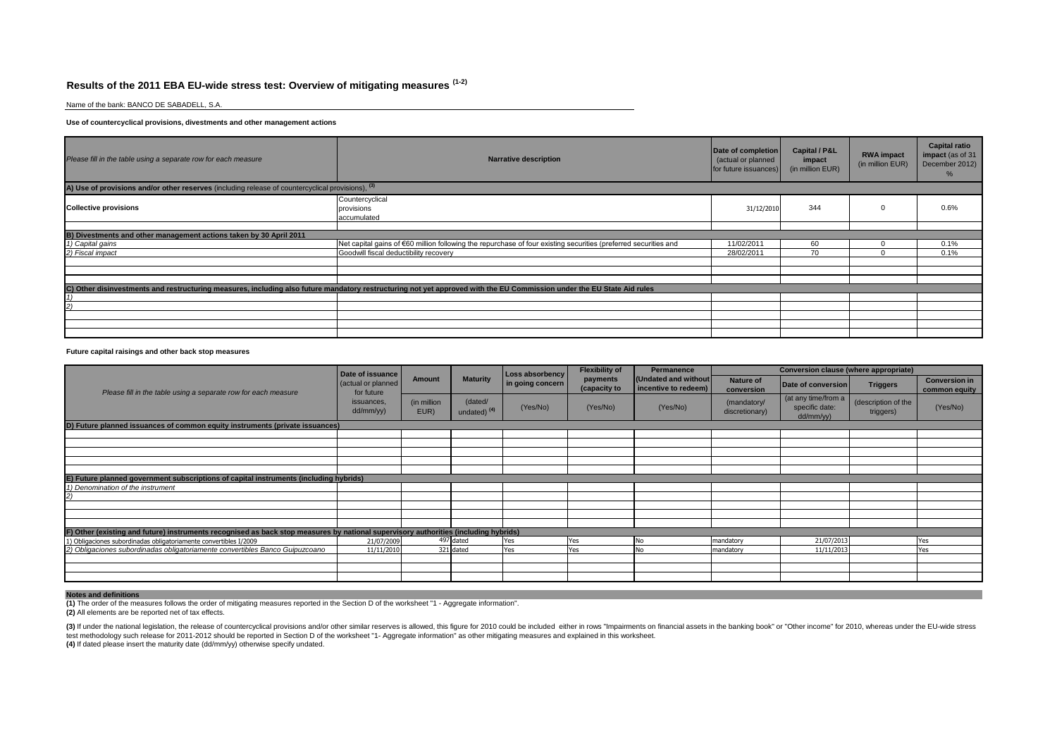## Results of the 2011 EBA EU-wide stress test: Overview of mitigating measures (1-2)

Name of the bank: BANCO DE SABADELL, S.A.

**Use of countercyclical provisions, divestments and other management actions**

| *Please fill in the table using a separate row for each measure* | Narrative description | Date of completion (actual or planned for future issuances) | Capital / P&L impact (in million EUR) | RWA impact (in million EUR) | Capital ratio impact (as of 31 December 2012) % |
|---|---|---|---|---|---|
| **A) Use of provisions and/or other reserves** (including release of countercyclical provisions), (3) | | | | | |
| **Collective provisions** | Countercyclical provisions accumulated | 31/12/2010 | 344 | 0 | 0.6% |
| | | | | | |
| **B) Divestments and other management actions taken by 30 April 2011** | | | | | |
| *1) Capital gains* | Net capital gains of €60 million following the repurchase of four existing securities (preferred securities and | 11/02/2011 | 60 | 0 | 0.1% |
| *2) Fiscal impact* | Goodwill fiscal deductibility recovery | 28/02/2011 | 70 | 0 | 0.1% |
| | | | | | |
| | | | | | |
| | | | | | |
| **C) Other disinvestments and restructuring measures, including also future mandatory restructuring not yet approved with the EU Commission under the EU State Aid rules** | | | | | |
| *1)* | | | | | |
| *2)* | | | | | |
| | | | | | |
| | | | | | |
| | | | | | |

**Future capital raisings and other back stop measures**

| *Please fill in the table using a separate row for each measure* | Date of issuance (actual or planned for future issuances, dd/mm/yy) | Amount (in million EUR) | Maturity (dated/ undated) (4) | Loss absorbency in going concern (Yes/No) | Flexibility of payments (capacity to (Yes/No) | Permanence (Undated and without incentive to redeem) (Yes/No) | Conversion clause (where appropriate): Nature of conversion (mandatory/ discretionary) | Date of conversion (at any time/from a specific date: dd/mm/yy) | Triggers (description of the triggers) | Conversion in common equity (Yes/No) |
|---|---|---|---|---|---|---|---|---|---|---|
| **D) Future planned issuances of common equity instruments (private issuances)** | | | | | | | | | | |
| | | | | | | | | | | |
| | | | | | | | | | | |
| | | | | | | | | | | |
| | | | | | | | | | | |
| | | | | | | | | | | |
| **E) Future planned government subscriptions of capital instruments (including hybrids)** | | | | | | | | | | |
| *1) Denomination of the instrument* | | | | | | | | | | |
| *2)* | | | | | | | | | | |
| | | | | | | | | | | |
| | | | | | | | | | | |
| | | | | | | | | | | |
| **F) Other (existing and future) instruments recognised as back stop measures by national supervisory authorities (including hybrids)** | | | | | | | | | | |
| 1) Obligaciones subordinadas obligatoriamente convertibles I/2009 | 21/07/2009 | 497 | dated | Yes | Yes | No | mandatory | 21/07/2013 | | Yes |
| *2) Obligaciones subordinadas obligatoriamente convertibles Banco Guipuzcoano* | 11/11/2010 | 321 | dated | Yes | Yes | No | mandatory | 11/11/2013 | | Yes |
| | | | | | | | | | | |
| | | | | | | | | | | |
| | | | | | | | | | | |

**Notes and definitions**

**(1)** The order of the measures follows the order of mitigating measures reported in the Section D of the worksheet "1 - Aggregate information".

**(2)** All elements are be reported net of tax effects.

**(3)** If under the national legislation, the release of countercyclical provisions and/or other similar reserves is allowed, this figure for 2010 could be included either in rows "Impairments on financial assets in the banking book" or "Other income" for 2010, whereas under the EU-wide stress test methodology such release for 2011-2012 should be reported in Section D of the worksheet "1- Aggregate information" as other mitigating measures and explained in this worksheet.

**(4)** If dated please insert the maturity date (dd/mm/yy) otherwise specify undated.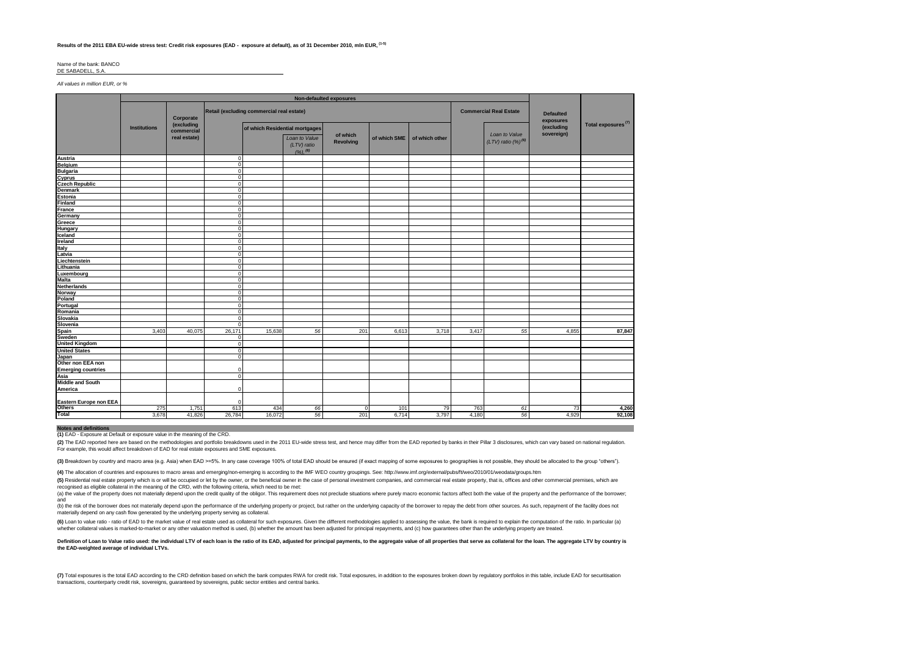**Results of the 2011 EBA EU-wide stress test: Credit risk exposures (EAD - exposure at default), as of 31 December 2010, mln EUR, (1-5)**

Name of the bank: BANCO DE SABADELL, S.A.

*All values in million EUR, or %*

| | Non-defaulted exposures | | | | | | | | | | Defaulted exposures (excluding sovereign) | Total exposures [7] |
|---|---|---|---|---|---|---|---|---|---|---|---|---|
| | Institutions | Corporate (excluding commercial real estate) | Retail (excluding commercial real estate) | | | | | | Commercial Real Estate | | | |
| | | | | of which Residential mortgages | | of which Revolving | of which SME | of which other | | Loan to Value (LTV) ratio (%) [6] | | |
| | | | | | Loan to Value (LTV) ratio (%) [6] | | | | | | | |
| **Austria** | | | 0 | | | | | | | | | |
| **Belgium** | | | 0 | | | | | | | | | |
| **Bulgaria** | | | 0 | | | | | | | | | |
| **Cyprus** | | | 0 | | | | | | | | | |
| **Czech Republic** | | | 0 | | | | | | | | | |
| **Denmark** | | | 0 | | | | | | | | | |
| **Estonia** | | | 0 | | | | | | | | | |
| **Finland** | | | 0 | | | | | | | | | |
| **France** | | | 0 | | | | | | | | | |
| **Germany** | | | 0 | | | | | | | | | |
| **Greece** | | | 0 | | | | | | | | | |
| **Hungary** | | | 0 | | | | | | | | | |
| **Iceland** | | | 0 | | | | | | | | | |
| **Ireland** | | | 0 | | | | | | | | | |
| **Italy** | | | 0 | | | | | | | | | |
| **Latvia** | | | 0 | | | | | | | | | |
| **Liechtenstein** | | | 0 | | | | | | | | | |
| **Lithuania** | | | 0 | | | | | | | | | |
| **Luxembourg** | | | 0 | | | | | | | | | |
| **Malta** | | | 0 | | | | | | | | | |
| **Netherlands** | | | 0 | | | | | | | | | |
| **Norway** | | | 0 | | | | | | | | | |
| **Poland** | | | 0 | | | | | | | | | |
| **Portugal** | | | 0 | | | | | | | | | |
| **Romania** | | | 0 | | | | | | | | | |
| **Slovakia** | | | 0 | | | | | | | | | |
| **Slovenia** | | | 0 | | | | | | | | | |
| **Spain** | 3,403 | 40,075 | 26,171 | 15,638 | 56 | 201 | 6,613 | 3,718 | 3,417 | 55 | 4,855 | 87,847 |
| **Sweden** | | | 0 | | | | | | | | | |
| **United Kingdom** | | | 0 | | | | | | | | | |
| **United States** | | | 0 | | | | | | | | | |
| **Japan** | | | 0 | | | | | | | | | |
| **Other non EEA non Emerging countries** | | | 0 | | | | | | | | | |
| **Asia** | | | 0 | | | | | | | | | |
| **Middle and South America** | | | 0 | | | | | | | | | |
| **Eastern Europe non EEA** | | | 0 | | | | | | | | | |
| **Others** | 275 | 1,751 | 613 | 434 | 66 | 0 | 101 | 79 | 763 | 61 | 73 | 4,260 |
| **Total** | 3,678 | 41,826 | 26,784 | 16,072 | 56 | 201 | 6,714 | 3,797 | 4,180 | 56 | 4,929 | 92,108 |

**Notes and definitions**

**(1)** EAD - Exposure at Default or exposure value in the meaning of the CRD.

**(2)** The EAD reported here are based on the methodologies and portfolio breakdowns used in the 2011 EU-wide stress test, and hence may differ from the EAD reported by banks in their Pillar 3 disclosures, which can vary based on national regulation. For example, this would affect breakdown of EAD for real estate exposures and SME exposures.

**(3)** Breakdown by country and macro area (e.g. Asia) when EAD >=5%. In any case coverage 100% of total EAD should be ensured (if exact mapping of some exposures to geographies is not possible, they should be allocated to the group "others").

**(4)** The allocation of countries and exposures to macro areas and emerging/non-emerging is according to the IMF WEO country groupings. See: http://www.imf.org/external/pubs/ft/weo/2010/01/weodata/groups.htm

**(5)** Residential real estate property which is or will be occupied or let by the owner, or the beneficial owner in the case of personal investment companies, and commercial real estate property, that is, offices and other commercial premises, which are recognised as eligible collateral in the meaning of the CRD, with the following criteria, which need to be met:

(a) the value of the property does not materially depend upon the credit quality of the obligor. This requirement does not preclude situations where purely macro economic factors affect both the value of the property and the performance of the borrower; and

(b) the risk of the borrower does not materially depend upon the performance of the underlying property or project, but rather on the underlying capacity of the borrower to repay the debt from other sources. As such, repayment of the facility does not materially depend on any cash flow generated by the underlying property serving as collateral.

**(6)** Loan to value ratio - ratio of EAD to the market value of real estate used as collateral for such exposures. Given the different methodologies applied to assessing the value, the bank is required to explain the computation of the ratio. In particular (a) whether collateral values is marked-to-market or any other valuation method is used, (b) whether the amount has been adjusted for principal repayments, and (c) how guarantees other than the underlying property are treated.

**Definition of Loan to Value ratio used: the individual LTV of each loan is the ratio of its EAD, adjusted for principal payments, to the aggregate value of all properties that serve as collateral for the loan. The aggregate LTV by country is the EAD-weighted average of individual LTVs.**

**(7)** Total exposures is the total EAD according to the CRD definition based on which the bank computes RWA for credit risk. Total exposures, in addition to the exposures broken down by regulatory portfolios in this table, include EAD for securitisation transactions, counterparty credit risk, sovereigns, guaranteed by sovereigns, public sector entities and central banks.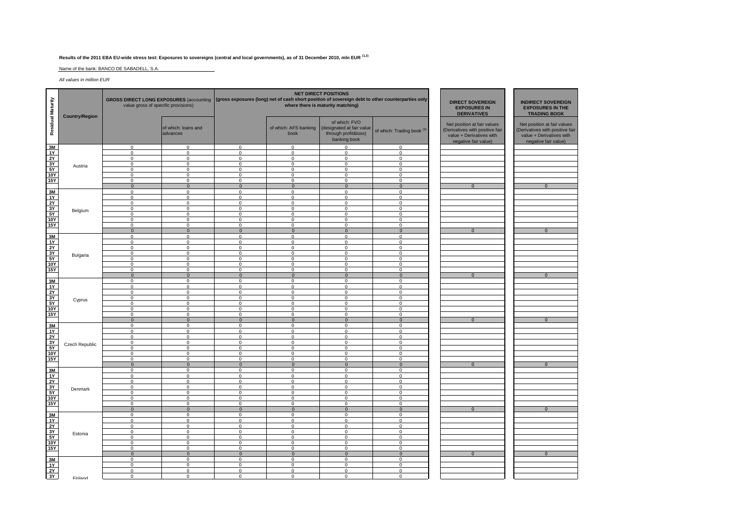**Results of the 2011 EBA EU-wide stress test: Exposures to sovereigns (central and local governments), as of 31 December 2010, mln EUR [1,2]**

Name of the bank: BANCO DE SABADELL, S.A.

*All values in million EUR*

| Residual Maturity | Country/Region | GROSS DIRECT LONG EXPOSURES (accounting value gross of specific provisions) | | NET DIRECT POSITIONS (gross exposures (long) net of cash short position of sovereign debt to other counterparties only where there is maturity matching) | | | | DIRECT SOVEREIGN EXPOSURES IN DERIVATIVES | INDIRECT SOVEREIGN EXPOSURES IN THE TRADING BOOK |
|---|---|---|---|---|---|---|---|---|---|
| | | | of which: loans and advances | | of which: AFS banking book | of which: FVO (designated at fair value through profit&loss) banking book | of which: Trading book [3] | Net position at fair values (Derivatives with positive fair value + Derivatives with negative fair value) | Net position at fair values (Derivatives with positive fair value + Derivatives with negative fair value) |
| 3M | Austria | 0 | 0 | 0 | 0 | 0 | 0 | | |
| 1Y | | 0 | 0 | 0 | 0 | 0 | 0 | | |
| 2Y | | 0 | 0 | 0 | 0 | 0 | 0 | | |
| 3Y | | 0 | 0 | 0 | 0 | 0 | 0 | | |
| 5Y | | 0 | 0 | 0 | 0 | 0 | 0 | | |
| 10Y | | 0 | 0 | 0 | 0 | 0 | 0 | | |
| 15Y | | 0 | 0 | 0 | 0 | 0 | 0 | | |
| | | 0 | 0 | 0 | 0 | 0 | 0 | 0 | 0 |
| 3M | Belgium | 0 | 0 | 0 | 0 | 0 | 0 | | |
| 1Y | | 0 | 0 | 0 | 0 | 0 | 0 | | |
| 2Y | | 0 | 0 | 0 | 0 | 0 | 0 | | |
| 3Y | | 0 | 0 | 0 | 0 | 0 | 0 | | |
| 5Y | | 0 | 0 | 0 | 0 | 0 | 0 | | |
| 10Y | | 0 | 0 | 0 | 0 | 0 | 0 | | |
| 15Y | | 0 | 0 | 0 | 0 | 0 | 0 | | |
| | | 0 | 0 | 0 | 0 | 0 | 0 | 0 | 0 |
| 3M | Bulgaria | 0 | 0 | 0 | 0 | 0 | 0 | | |
| 1Y | | 0 | 0 | 0 | 0 | 0 | 0 | | |
| 2Y | | 0 | 0 | 0 | 0 | 0 | 0 | | |
| 3Y | | 0 | 0 | 0 | 0 | 0 | 0 | | |
| 5Y | | 0 | 0 | 0 | 0 | 0 | 0 | | |
| 10Y | | 0 | 0 | 0 | 0 | 0 | 0 | | |
| 15Y | | 0 | 0 | 0 | 0 | 0 | 0 | | |
| | | 0 | 0 | 0 | 0 | 0 | 0 | 0 | 0 |
| 3M | Cyprus | 0 | 0 | 0 | 0 | 0 | 0 | | |
| 1Y | | 0 | 0 | 0 | 0 | 0 | 0 | | |
| 2Y | | 0 | 0 | 0 | 0 | 0 | 0 | | |
| 3Y | | 0 | 0 | 0 | 0 | 0 | 0 | | |
| 5Y | | 0 | 0 | 0 | 0 | 0 | 0 | | |
| 10Y | | 0 | 0 | 0 | 0 | 0 | 0 | | |
| 15Y | | 0 | 0 | 0 | 0 | 0 | 0 | | |
| | | 0 | 0 | 0 | 0 | 0 | 0 | 0 | 0 |
| 3M | Czech Republic | 0 | 0 | 0 | 0 | 0 | 0 | | |
| 1Y | | 0 | 0 | 0 | 0 | 0 | 0 | | |
| 2Y | | 0 | 0 | 0 | 0 | 0 | 0 | | |
| 3Y | | 0 | 0 | 0 | 0 | 0 | 0 | | |
| 5Y | | 0 | 0 | 0 | 0 | 0 | 0 | | |
| 10Y | | 0 | 0 | 0 | 0 | 0 | 0 | | |
| 15Y | | 0 | 0 | 0 | 0 | 0 | 0 | | |
| | | 0 | 0 | 0 | 0 | 0 | 0 | 0 | 0 |
| 3M | Denmark | 0 | 0 | 0 | 0 | 0 | 0 | | |
| 1Y | | 0 | 0 | 0 | 0 | 0 | 0 | | |
| 2Y | | 0 | 0 | 0 | 0 | 0 | 0 | | |
| 3Y | | 0 | 0 | 0 | 0 | 0 | 0 | | |
| 5Y | | 0 | 0 | 0 | 0 | 0 | 0 | | |
| 10Y | | 0 | 0 | 0 | 0 | 0 | 0 | | |
| 15Y | | 0 | 0 | 0 | 0 | 0 | 0 | | |
| | | 0 | 0 | 0 | 0 | 0 | 0 | 0 | 0 |
| 3M | Estonia | 0 | 0 | 0 | 0 | 0 | 0 | | |
| 1Y | | 0 | 0 | 0 | 0 | 0 | 0 | | |
| 2Y | | 0 | 0 | 0 | 0 | 0 | 0 | | |
| 3Y | | 0 | 0 | 0 | 0 | 0 | 0 | | |
| 5Y | | 0 | 0 | 0 | 0 | 0 | 0 | | |
| 10Y | | 0 | 0 | 0 | 0 | 0 | 0 | | |
| 15Y | | 0 | 0 | 0 | 0 | 0 | 0 | | |
| | | 0 | 0 | 0 | 0 | 0 | 0 | 0 | 0 |
| 3M | Finland | 0 | 0 | 0 | 0 | 0 | 0 | | |
| 1Y | | 0 | 0 | 0 | 0 | 0 | 0 | | |
| 2Y | | 0 | 0 | 0 | 0 | 0 | 0 | | |
| 3Y | | 0 | 0 | 0 | 0 | 0 | 0 | | |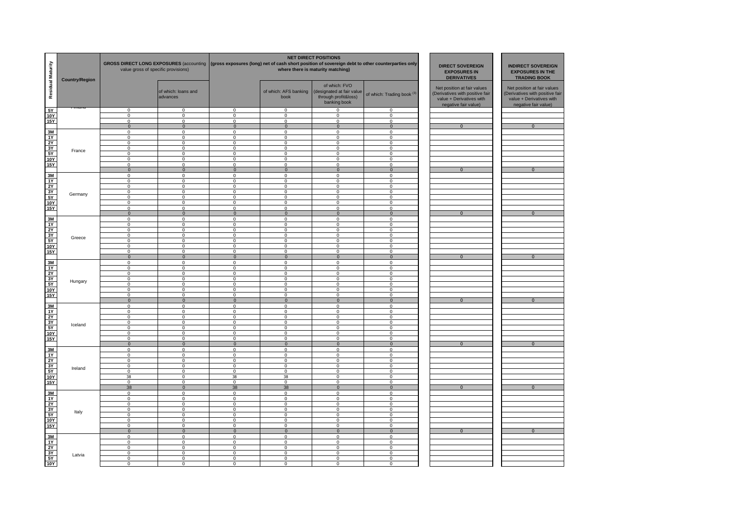| Residual Maturity | Country/Region | GROSS DIRECT LONG EXPOSURES (accounting value gross of specific provisions) | | NET DIRECT POSITIONS (gross exposures (long) net of cash short position of sovereign debt to other counterparties only where there is maturity matching) | | | | DIRECT SOVEREIGN EXPOSURES IN DERIVATIVES | INDIRECT SOVEREIGN EXPOSURES IN THE TRADING BOOK |
|---|---|---|---|---|---|---|---|---|---|
| | | | of which: loans and advances | | of which: AFS banking book | of which: FVO (designated at fair value through profit&loss) banking book | of which: Trading book (3) | Net position at fair values (Derivatives with positive fair value + Derivatives with negative fair value) | Net position at fair values (Derivatives with positive fair value + Derivatives with negative fair value) |
| 5Y | Finland | 0 | 0 | 0 | 0 | 0 | 0 | | |
| 10Y | | 0 | 0 | 0 | 0 | 0 | 0 | | |
| 15Y | | 0 | 0 | 0 | 0 | 0 | 0 | | |
| | | 0 | 0 | 0 | 0 | 0 | 0 | 0 | 0 |
| 3M | France | 0 | 0 | 0 | 0 | 0 | 0 | | |
| 1Y | | 0 | 0 | 0 | 0 | 0 | 0 | | |
| 2Y | | 0 | 0 | 0 | 0 | 0 | 0 | | |
| 3Y | | 0 | 0 | 0 | 0 | 0 | 0 | | |
| 5Y | | 0 | 0 | 0 | 0 | 0 | 0 | | |
| 10Y | | 0 | 0 | 0 | 0 | 0 | 0 | | |
| 15Y | | 0 | 0 | 0 | 0 | 0 | 0 | | |
| | | 0 | 0 | 0 | 0 | 0 | 0 | 0 | 0 |
| 3M | Germany | 0 | 0 | 0 | 0 | 0 | 0 | | |
| 1Y | | 0 | 0 | 0 | 0 | 0 | 0 | | |
| 2Y | | 0 | 0 | 0 | 0 | 0 | 0 | | |
| 3Y | | 0 | 0 | 0 | 0 | 0 | 0 | | |
| 5Y | | 0 | 0 | 0 | 0 | 0 | 0 | | |
| 10Y | | 0 | 0 | 0 | 0 | 0 | 0 | | |
| 15Y | | 0 | 0 | 0 | 0 | 0 | 0 | | |
| | | 0 | 0 | 0 | 0 | 0 | 0 | 0 | 0 |
| 3M | Greece | 0 | 0 | 0 | 0 | 0 | 0 | | |
| 1Y | | 0 | 0 | 0 | 0 | 0 | 0 | | |
| 2Y | | 0 | 0 | 0 | 0 | 0 | 0 | | |
| 3Y | | 0 | 0 | 0 | 0 | 0 | 0 | | |
| 5Y | | 0 | 0 | 0 | 0 | 0 | 0 | | |
| 10Y | | 0 | 0 | 0 | 0 | 0 | 0 | | |
| 15Y | | 0 | 0 | 0 | 0 | 0 | 0 | | |
| | | 0 | 0 | 0 | 0 | 0 | 0 | 0 | 0 |
| 3M | Hungary | 0 | 0 | 0 | 0 | 0 | 0 | | |
| 1Y | | 0 | 0 | 0 | 0 | 0 | 0 | | |
| 2Y | | 0 | 0 | 0 | 0 | 0 | 0 | | |
| 3Y | | 0 | 0 | 0 | 0 | 0 | 0 | | |
| 5Y | | 0 | 0 | 0 | 0 | 0 | 0 | | |
| 10Y | | 0 | 0 | 0 | 0 | 0 | 0 | | |
| 15Y | | 0 | 0 | 0 | 0 | 0 | 0 | | |
| | | 0 | 0 | 0 | 0 | 0 | 0 | 0 | 0 |
| 3M | Iceland | 0 | 0 | 0 | 0 | 0 | 0 | | |
| 1Y | | 0 | 0 | 0 | 0 | 0 | 0 | | |
| 2Y | | 0 | 0 | 0 | 0 | 0 | 0 | | |
| 3Y | | 0 | 0 | 0 | 0 | 0 | 0 | | |
| 5Y | | 0 | 0 | 0 | 0 | 0 | 0 | | |
| 10Y | | 0 | 0 | 0 | 0 | 0 | 0 | | |
| 15Y | | 0 | 0 | 0 | 0 | 0 | 0 | | |
| | | 0 | 0 | 0 | 0 | 0 | 0 | 0 | 0 |
| 3M | Ireland | 0 | 0 | 0 | 0 | 0 | 0 | | |
| 1Y | | 0 | 0 | 0 | 0 | 0 | 0 | | |
| 2Y | | 0 | 0 | 0 | 0 | 0 | 0 | | |
| 3Y | | 0 | 0 | 0 | 0 | 0 | 0 | | |
| 5Y | | 0 | 0 | 0 | 0 | 0 | 0 | | |
| 10Y | | 38 | 0 | 38 | 38 | 0 | 0 | | |
| 15Y | | 0 | 0 | 0 | 0 | 0 | 0 | | |
| | | 38 | 0 | 38 | 38 | 0 | 0 | 0 | 0 |
| 3M | Italy | 0 | 0 | 0 | 0 | 0 | 0 | | |
| 1Y | | 0 | 0 | 0 | 0 | 0 | 0 | | |
| 2Y | | 0 | 0 | 0 | 0 | 0 | 0 | | |
| 3Y | | 0 | 0 | 0 | 0 | 0 | 0 | | |
| 5Y | | 0 | 0 | 0 | 0 | 0 | 0 | | |
| 10Y | | 0 | 0 | 0 | 0 | 0 | 0 | | |
| 15Y | | 0 | 0 | 0 | 0 | 0 | 0 | | |
| | | 0 | 0 | 0 | 0 | 0 | 0 | 0 | 0 |
| 3M | Latvia | 0 | 0 | 0 | 0 | 0 | 0 | | |
| 1Y | | 0 | 0 | 0 | 0 | 0 | 0 | | |
| 2Y | | 0 | 0 | 0 | 0 | 0 | 0 | | |
| 3Y | | 0 | 0 | 0 | 0 | 0 | 0 | | |
| 5Y | | 0 | 0 | 0 | 0 | 0 | 0 | | |
| 10Y | | 0 | 0 | 0 | 0 | 0 | 0 | | |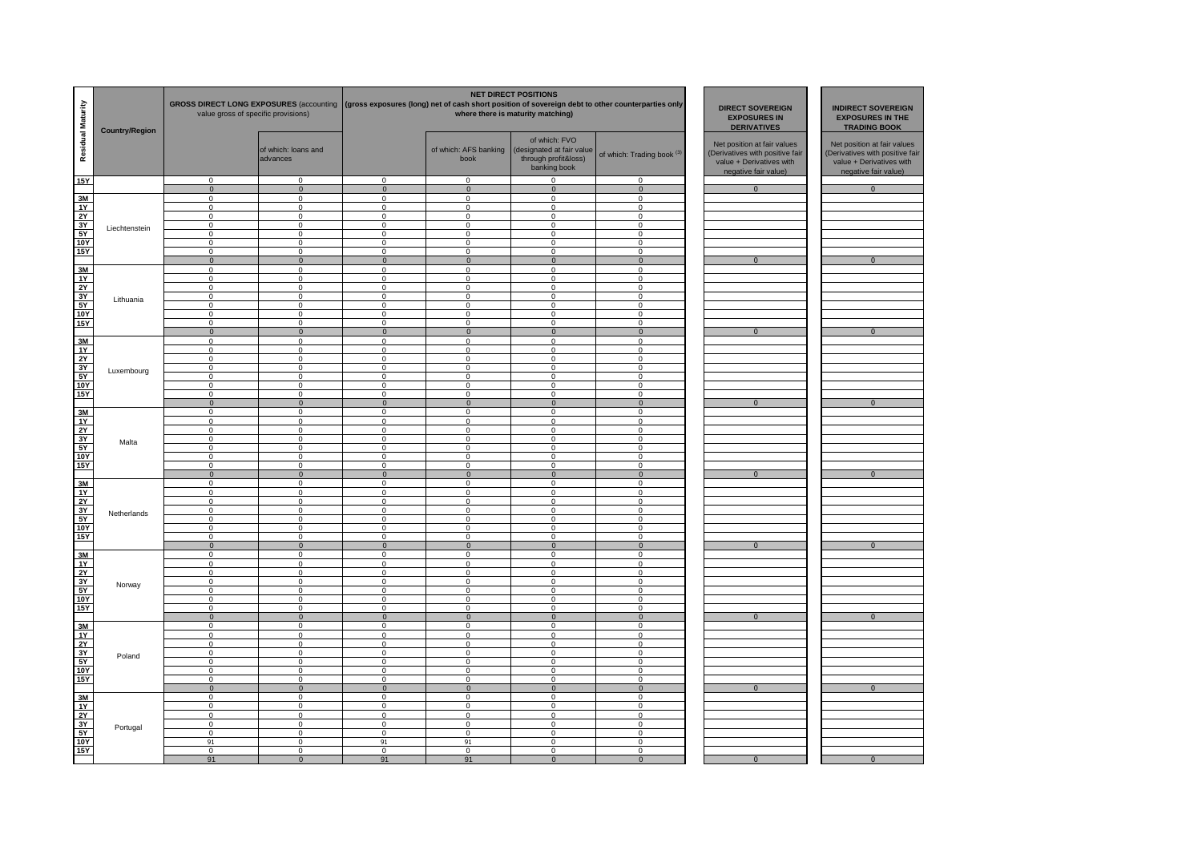| Residual Maturity | Country/Region | GROSS DIRECT LONG EXPOSURES (accounting value gross of specific provisions) | | NET DIRECT POSITIONS (gross exposures (long) net of cash short position of sovereign debt to other counterparties only where there is maturity matching) | | | | DIRECT SOVEREIGN EXPOSURES IN DERIVATIVES | INDIRECT SOVEREIGN EXPOSURES IN THE TRADING BOOK |
|---|---|---|---|---|---|---|---|---|---|
| | | | of which: loans and advances | | of which: AFS banking book | of which: FVO (designated at fair value through profit&loss) banking book | of which: Trading book [3] | Net position at fair values (Derivatives with positive fair value + Derivatives with negative fair value) | Net position at fair values (Derivatives with positive fair value + Derivatives with negative fair value) |
| 15Y | | 0 | 0 | 0 | 0 | 0 | 0 | | |
| | | 0 | 0 | 0 | 0 | 0 | 0 | 0 | 0 |
| 3M | Liechtenstein | 0 | 0 | 0 | 0 | 0 | 0 | | |
| 1Y | | 0 | 0 | 0 | 0 | 0 | 0 | | |
| 2Y | | 0 | 0 | 0 | 0 | 0 | 0 | | |
| 3Y | | 0 | 0 | 0 | 0 | 0 | 0 | | |
| 5Y | | 0 | 0 | 0 | 0 | 0 | 0 | | |
| 10Y | | 0 | 0 | 0 | 0 | 0 | 0 | | |
| 15Y | | 0 | 0 | 0 | 0 | 0 | 0 | | |
| | | 0 | 0 | 0 | 0 | 0 | 0 | 0 | 0 |
| 3M | Lithuania | 0 | 0 | 0 | 0 | 0 | 0 | | |
| 1Y | | 0 | 0 | 0 | 0 | 0 | 0 | | |
| 2Y | | 0 | 0 | 0 | 0 | 0 | 0 | | |
| 3Y | | 0 | 0 | 0 | 0 | 0 | 0 | | |
| 5Y | | 0 | 0 | 0 | 0 | 0 | 0 | | |
| 10Y | | 0 | 0 | 0 | 0 | 0 | 0 | | |
| 15Y | | 0 | 0 | 0 | 0 | 0 | 0 | | |
| | | 0 | 0 | 0 | 0 | 0 | 0 | 0 | 0 |
| 3M | Luxembourg | 0 | 0 | 0 | 0 | 0 | 0 | | |
| 1Y | | 0 | 0 | 0 | 0 | 0 | 0 | | |
| 2Y | | 0 | 0 | 0 | 0 | 0 | 0 | | |
| 3Y | | 0 | 0 | 0 | 0 | 0 | 0 | | |
| 5Y | | 0 | 0 | 0 | 0 | 0 | 0 | | |
| 10Y | | 0 | 0 | 0 | 0 | 0 | 0 | | |
| 15Y | | 0 | 0 | 0 | 0 | 0 | 0 | | |
| | | 0 | 0 | 0 | 0 | 0 | 0 | 0 | 0 |
| 3M | Malta | 0 | 0 | 0 | 0 | 0 | 0 | | |
| 1Y | | 0 | 0 | 0 | 0 | 0 | 0 | | |
| 2Y | | 0 | 0 | 0 | 0 | 0 | 0 | | |
| 3Y | | 0 | 0 | 0 | 0 | 0 | 0 | | |
| 5Y | | 0 | 0 | 0 | 0 | 0 | 0 | | |
| 10Y | | 0 | 0 | 0 | 0 | 0 | 0 | | |
| 15Y | | 0 | 0 | 0 | 0 | 0 | 0 | | |
| | | 0 | 0 | 0 | 0 | 0 | 0 | 0 | 0 |
| 3M | Netherlands | 0 | 0 | 0 | 0 | 0 | 0 | | |
| 1Y | | 0 | 0 | 0 | 0 | 0 | 0 | | |
| 2Y | | 0 | 0 | 0 | 0 | 0 | 0 | | |
| 3Y | | 0 | 0 | 0 | 0 | 0 | 0 | | |
| 5Y | | 0 | 0 | 0 | 0 | 0 | 0 | | |
| 10Y | | 0 | 0 | 0 | 0 | 0 | 0 | | |
| 15Y | | 0 | 0 | 0 | 0 | 0 | 0 | | |
| | | 0 | 0 | 0 | 0 | 0 | 0 | 0 | 0 |
| 3M | Norway | 0 | 0 | 0 | 0 | 0 | 0 | | |
| 1Y | | 0 | 0 | 0 | 0 | 0 | 0 | | |
| 2Y | | 0 | 0 | 0 | 0 | 0 | 0 | | |
| 3Y | | 0 | 0 | 0 | 0 | 0 | 0 | | |
| 5Y | | 0 | 0 | 0 | 0 | 0 | 0 | | |
| 10Y | | 0 | 0 | 0 | 0 | 0 | 0 | | |
| 15Y | | 0 | 0 | 0 | 0 | 0 | 0 | | |
| | | 0 | 0 | 0 | 0 | 0 | 0 | 0 | 0 |
| 3M | Poland | 0 | 0 | 0 | 0 | 0 | 0 | | |
| 1Y | | 0 | 0 | 0 | 0 | 0 | 0 | | |
| 2Y | | 0 | 0 | 0 | 0 | 0 | 0 | | |
| 3Y | | 0 | 0 | 0 | 0 | 0 | 0 | | |
| 5Y | | 0 | 0 | 0 | 0 | 0 | 0 | | |
| 10Y | | 0 | 0 | 0 | 0 | 0 | 0 | | |
| 15Y | | 0 | 0 | 0 | 0 | 0 | 0 | | |
| | | 0 | 0 | 0 | 0 | 0 | 0 | 0 | 0 |
| 3M | Portugal | 0 | 0 | 0 | 0 | 0 | 0 | | |
| 1Y | | 0 | 0 | 0 | 0 | 0 | 0 | | |
| 2Y | | 0 | 0 | 0 | 0 | 0 | 0 | | |
| 3Y | | 0 | 0 | 0 | 0 | 0 | 0 | | |
| 5Y | | 0 | 0 | 0 | 0 | 0 | 0 | | |
| 10Y | | 91 | 0 | 91 | 91 | 0 | 0 | | |
| 15Y | | 0 | 0 | 0 | 0 | 0 | 0 | | |
| | | 91 | 0 | 91 | 91 | 0 | 0 | 0 | 0 |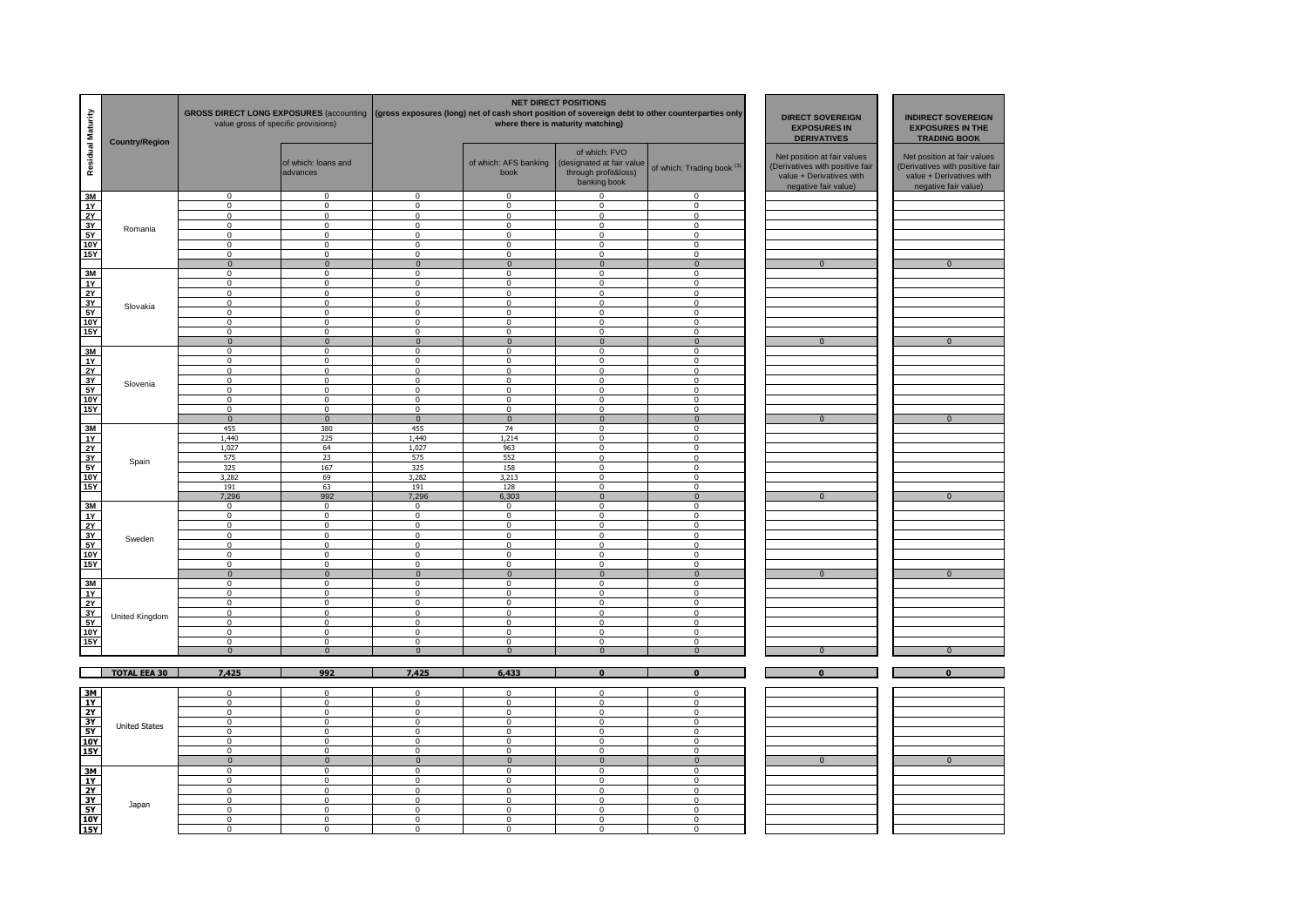| Residual Maturity | Country/Region | GROSS DIRECT LONG EXPOSURES (accounting value gross of specific provisions) | | NET DIRECT POSITIONS (gross exposures (long) net of cash short position of sovereign debt to other counterparties only where there is maturity matching) | | | | DIRECT SOVEREIGN EXPOSURES IN DERIVATIVES | INDIRECT SOVEREIGN EXPOSURES IN THE TRADING BOOK |
|---|---|---|---|---|---|---|---|---|---|
| | | | of which: loans and advances | | of which: AFS banking book | of which: FVO (designated at fair value through profit&loss) banking book | of which: Trading book [3] | Net position at fair values (Derivatives with positive fair value + Derivatives with negative fair value) | Net position at fair values (Derivatives with positive fair value + Derivatives with negative fair value) |
| 3M | Romania | 0 | 0 | 0 | 0 | 0 | 0 | | |
| 1Y | | 0 | 0 | 0 | 0 | 0 | 0 | | |
| 2Y | | 0 | 0 | 0 | 0 | 0 | 0 | | |
| 3Y | | 0 | 0 | 0 | 0 | 0 | 0 | | |
| 5Y | | 0 | 0 | 0 | 0 | 0 | 0 | | |
| 10Y | | 0 | 0 | 0 | 0 | 0 | 0 | | |
| 15Y | | 0 | 0 | 0 | 0 | 0 | 0 | | |
| | | 0 | 0 | 0 | 0 | 0 | 0 | 0 | 0 |
| 3M | Slovakia | 0 | 0 | 0 | 0 | 0 | 0 | | |
| 1Y | | 0 | 0 | 0 | 0 | 0 | 0 | | |
| 2Y | | 0 | 0 | 0 | 0 | 0 | 0 | | |
| 3Y | | 0 | 0 | 0 | 0 | 0 | 0 | | |
| 5Y | | 0 | 0 | 0 | 0 | 0 | 0 | | |
| 10Y | | 0 | 0 | 0 | 0 | 0 | 0 | | |
| 15Y | | 0 | 0 | 0 | 0 | 0 | 0 | | |
| | | 0 | 0 | 0 | 0 | 0 | 0 | 0 | 0 |
| 3M | Slovenia | 0 | 0 | 0 | 0 | 0 | 0 | | |
| 1Y | | 0 | 0 | 0 | 0 | 0 | 0 | | |
| 2Y | | 0 | 0 | 0 | 0 | 0 | 0 | | |
| 3Y | | 0 | 0 | 0 | 0 | 0 | 0 | | |
| 5Y | | 0 | 0 | 0 | 0 | 0 | 0 | | |
| 10Y | | 0 | 0 | 0 | 0 | 0 | 0 | | |
| 15Y | | 0 | 0 | 0 | 0 | 0 | 0 | | |
| | | 0 | 0 | 0 | 0 | 0 | 0 | 0 | 0 |
| 3M | Spain | 455 | 380 | 455 | 74 | 0 | 0 | | |
| 1Y | | 1,440 | 225 | 1,440 | 1,214 | 0 | 0 | | |
| 2Y | | 1,027 | 64 | 1,027 | 963 | 0 | 0 | | |
| 3Y | | 575 | 23 | 575 | 552 | 0 | 0 | | |
| 5Y | | 325 | 167 | 325 | 158 | 0 | 0 | | |
| 10Y | | 3,282 | 69 | 3,282 | 3,213 | 0 | 0 | | |
| 15Y | | 191 | 63 | 191 | 128 | 0 | 0 | | |
| | | 7,296 | 992 | 7,296 | 6,303 | 0 | 0 | 0 | 0 |
| 3M | Sweden | 0 | 0 | 0 | 0 | 0 | 0 | | |
| 1Y | | 0 | 0 | 0 | 0 | 0 | 0 | | |
| 2Y | | 0 | 0 | 0 | 0 | 0 | 0 | | |
| 3Y | | 0 | 0 | 0 | 0 | 0 | 0 | | |
| 5Y | | 0 | 0 | 0 | 0 | 0 | 0 | | |
| 10Y | | 0 | 0 | 0 | 0 | 0 | 0 | | |
| 15Y | | 0 | 0 | 0 | 0 | 0 | 0 | | |
| | | 0 | 0 | 0 | 0 | 0 | 0 | 0 | 0 |
| 3M | United Kingdom | 0 | 0 | 0 | 0 | 0 | 0 | | |
| 1Y | | 0 | 0 | 0 | 0 | 0 | 0 | | |
| 2Y | | 0 | 0 | 0 | 0 | 0 | 0 | | |
| 3Y | | 0 | 0 | 0 | 0 | 0 | 0 | | |
| 5Y | | 0 | 0 | 0 | 0 | 0 | 0 | | |
| 10Y | | 0 | 0 | 0 | 0 | 0 | 0 | | |
| 15Y | | 0 | 0 | 0 | 0 | 0 | 0 | | |
| | | 0 | 0 | 0 | 0 | 0 | 0 | 0 | 0 |
| | **TOTAL EEA 30** | **7,425** | **992** | **7,425** | **6,433** | **0** | **0** | **0** | **0** |
| 3M | United States | 0 | 0 | 0 | 0 | 0 | 0 | | |
| 1Y | | 0 | 0 | 0 | 0 | 0 | 0 | | |
| 2Y | | 0 | 0 | 0 | 0 | 0 | 0 | | |
| 3Y | | 0 | 0 | 0 | 0 | 0 | 0 | | |
| 5Y | | 0 | 0 | 0 | 0 | 0 | 0 | | |
| 10Y | | 0 | 0 | 0 | 0 | 0 | 0 | | |
| 15Y | | 0 | 0 | 0 | 0 | 0 | 0 | | |
| | | 0 | 0 | 0 | 0 | 0 | 0 | 0 | 0 |
| 3M | Japan | 0 | 0 | 0 | 0 | 0 | 0 | | |
| 1Y | | 0 | 0 | 0 | 0 | 0 | 0 | | |
| 2Y | | 0 | 0 | 0 | 0 | 0 | 0 | | |
| 3Y | | 0 | 0 | 0 | 0 | 0 | 0 | | |
| 5Y | | 0 | 0 | 0 | 0 | 0 | 0 | | |
| 10Y | | 0 | 0 | 0 | 0 | 0 | 0 | | |
| 15Y | | 0 | 0 | 0 | 0 | 0 | 0 | | |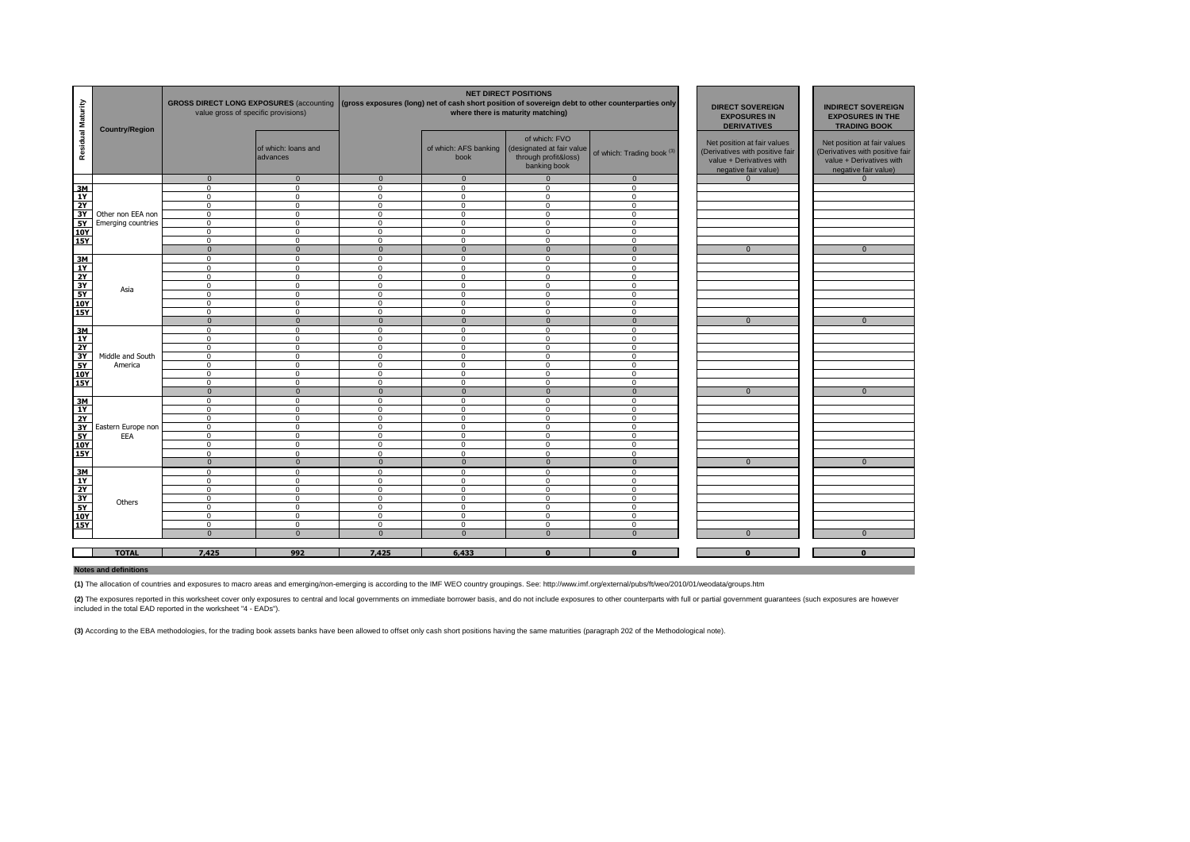| Residual Maturity | Country/Region | GROSS DIRECT LONG EXPOSURES (accounting value gross of specific provisions) | | NET DIRECT POSITIONS (gross exposures (long) net of cash short position of sovereign debt to other counterparties only where there is maturity matching) | | | | DIRECT SOVEREIGN EXPOSURES IN DERIVATIVES | INDIRECT SOVEREIGN EXPOSURES IN THE TRADING BOOK |
|---|---|---|---|---|---|---|---|---|---|
| | | | of which: loans and advances | | of which: AFS banking book | of which: FVO (designated at fair value through profit&loss) banking book | of which: Trading book [3] | Net position at fair values (Derivatives with positive fair value + Derivatives with negative fair value) | Net position at fair values (Derivatives with positive fair value + Derivatives with negative fair value) |
| | | 0 | 0 | 0 | 0 | 0 | 0 | 0 | 0 |
| 3M | Other non EEA non Emerging countries | 0 | 0 | 0 | 0 | 0 | 0 | | |
| 1Y | | 0 | 0 | 0 | 0 | 0 | 0 | | |
| 2Y | | 0 | 0 | 0 | 0 | 0 | 0 | | |
| 3Y | | 0 | 0 | 0 | 0 | 0 | 0 | | |
| 5Y | | 0 | 0 | 0 | 0 | 0 | 0 | | |
| 10Y | | 0 | 0 | 0 | 0 | 0 | 0 | | |
| 15Y | | 0 | 0 | 0 | 0 | 0 | 0 | | |
| | | 0 | 0 | 0 | 0 | 0 | 0 | 0 | 0 |
| 3M | Asia | 0 | 0 | 0 | 0 | 0 | 0 | | |
| 1Y | | 0 | 0 | 0 | 0 | 0 | 0 | | |
| 2Y | | 0 | 0 | 0 | 0 | 0 | 0 | | |
| 3Y | | 0 | 0 | 0 | 0 | 0 | 0 | | |
| 5Y | | 0 | 0 | 0 | 0 | 0 | 0 | | |
| 10Y | | 0 | 0 | 0 | 0 | 0 | 0 | | |
| 15Y | | 0 | 0 | 0 | 0 | 0 | 0 | | |
| | | 0 | 0 | 0 | 0 | 0 | 0 | 0 | 0 |
| 3M | Middle and South America | 0 | 0 | 0 | 0 | 0 | 0 | | |
| 1Y | | 0 | 0 | 0 | 0 | 0 | 0 | | |
| 2Y | | 0 | 0 | 0 | 0 | 0 | 0 | | |
| 3Y | | 0 | 0 | 0 | 0 | 0 | 0 | | |
| 5Y | | 0 | 0 | 0 | 0 | 0 | 0 | | |
| 10Y | | 0 | 0 | 0 | 0 | 0 | 0 | | |
| 15Y | | 0 | 0 | 0 | 0 | 0 | 0 | | |
| | | 0 | 0 | 0 | 0 | 0 | 0 | 0 | 0 |
| 3M | Eastern Europe non EEA | 0 | 0 | 0 | 0 | 0 | 0 | | |
| 1Y | | 0 | 0 | 0 | 0 | 0 | 0 | | |
| 2Y | | 0 | 0 | 0 | 0 | 0 | 0 | | |
| 3Y | | 0 | 0 | 0 | 0 | 0 | 0 | | |
| 5Y | | 0 | 0 | 0 | 0 | 0 | 0 | | |
| 10Y | | 0 | 0 | 0 | 0 | 0 | 0 | | |
| 15Y | | 0 | 0 | 0 | 0 | 0 | 0 | | |
| | | 0 | 0 | 0 | 0 | 0 | 0 | 0 | 0 |
| 3M | Others | 0 | 0 | 0 | 0 | 0 | 0 | | |
| 1Y | | 0 | 0 | 0 | 0 | 0 | 0 | | |
| 2Y | | 0 | 0 | 0 | 0 | 0 | 0 | | |
| 3Y | | 0 | 0 | 0 | 0 | 0 | 0 | | |
| 5Y | | 0 | 0 | 0 | 0 | 0 | 0 | | |
| 10Y | | 0 | 0 | 0 | 0 | 0 | 0 | | |
| 15Y | | 0 | 0 | 0 | 0 | 0 | 0 | | |
| | | 0 | 0 | 0 | 0 | 0 | 0 | 0 | 0 |
| | **TOTAL** | **7,425** | **992** | **7,425** | **6,433** | **0** | **0** | **0** | **0** |

**Notes and definitions**

**(1)** The allocation of countries and exposures to macro areas and emerging/non-emerging is according to the IMF WEO country groupings. See: http://www.imf.org/external/pubs/ft/weo/2010/01/weodata/groups.htm

**(2)** The exposures reported in this worksheet cover only exposures to central and local governments on immediate borrower basis, and do not include exposures to other counterparts with full or partial government guarantees (such exposures are however included in the total EAD reported in the worksheet "4 - EADs").

**(3)** According to the EBA methodologies, for the trading book assets banks have been allowed to offset only cash short positions having the same maturities (paragraph 202 of the Methodological note).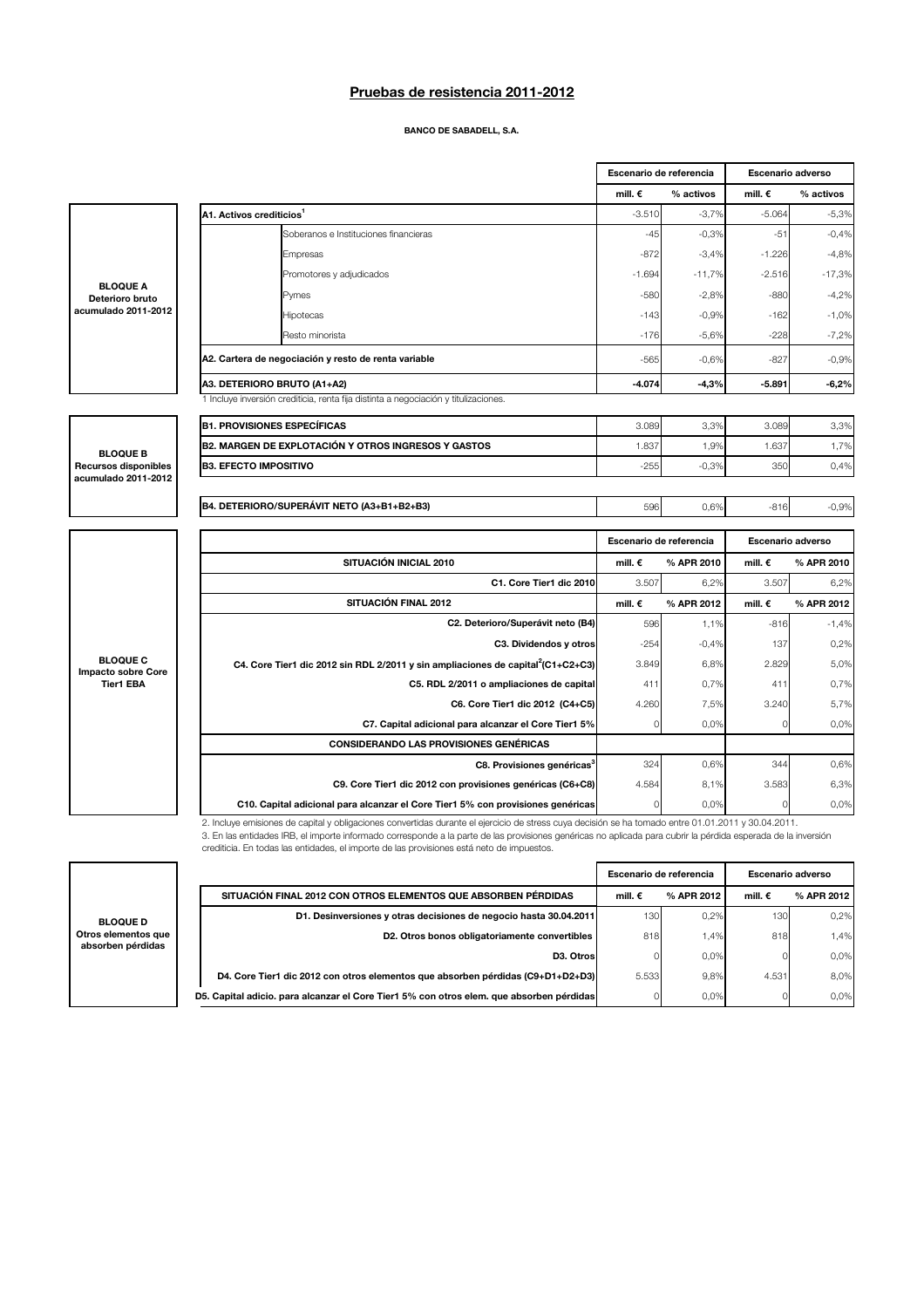# Pruebas de resistencia 2011-2012

**BANCO DE SABADELL, S.A.**

| | | Escenario de referencia | | Escenario adverso | |
|---|---|---|---|---|---|
| | | mill. € | % activos | mill. € | % activos |
| **BLOQUE A Deterioro bruto acumulado 2011-2012** | **A1. Activos crediticios[1]** | -3.510 | -3,7% | -5.064 | -5,3% |
| | Soberanos e Instituciones financieras | -45 | -0,3% | -51 | -0,4% |
| | Empresas | -872 | -3,4% | -1.226 | -4,8% |
| | Promotores y adjudicados | -1.694 | -11,7% | -2.516 | -17,3% |
| | Pymes | -580 | -2,8% | -880 | -4,2% |
| | Hipotecas | -143 | -0,9% | -162 | -1,0% |
| | Resto minorista | -176 | -5,6% | -228 | -7,2% |
| | **A2. Cartera de negociación y resto de renta variable** | -565 | -0,6% | -827 | -0,9% |
| | **A3. DETERIORO BRUTO (A1+A2)** | **-4.074** | **-4,3%** | **-5.891** | **-6,2%** |

1 Incluye inversión crediticia, renta fija distinta a negociación y titulizaciones.

| | | | | | |
|---|---|---|---|---|---|
| **BLOQUE B Recursos disponibles acumulado 2011-2012** | **B1. PROVISIONES ESPECÍFICAS** | 3.089 | 3,3% | 3.089 | 3,3% |
| | **B2. MARGEN DE EXPLOTACIÓN Y OTROS INGRESOS Y GASTOS** | 1.837 | 1,9% | 1.637 | 1,7% |
| | **B3. EFECTO IMPOSITIVO** | -255 | -0,3% | 350 | 0,4% |
| | **B4. DETERIORO/SUPERÁVIT NETO (A3+B1+B2+B3)** | 596 | 0,6% | -816 | -0,9% |

| | | Escenario de referencia | | Escenario adverso | |
|---|---|---|---|---|---|
| **BLOQUE C Impacto sobre Core Tier1 EBA** | **SITUACIÓN INICIAL 2010** | mill. € | % APR 2010 | mill. € | % APR 2010 |
| | **C1. Core Tier1 dic 2010** | 3.507 | 6,2% | 3.507 | 6,2% |
| | **SITUACIÓN FINAL 2012** | mill. € | % APR 2012 | mill. € | % APR 2012 |
| | **C2. Deterioro/Superávit neto (B4)** | 596 | 1,1% | -816 | -1,4% |
| | **C3. Dividendos y otros** | -254 | -0,4% | 137 | 0,2% |
| | **C4. Core Tier1 dic 2012 sin RDL 2/2011 y sin ampliaciones de capital[2](C1+C2+C3)** | 3.849 | 6,8% | 2.829 | 5,0% |
| | **C5. RDL 2/2011 o ampliaciones de capital** | 411 | 0,7% | 411 | 0,7% |
| | **C6. Core Tier1 dic 2012 (C4+C5)** | 4.260 | 7,5% | 3.240 | 5,7% |
| | **C7. Capital adicional para alcanzar el Core Tier1 5%** | 0 | 0,0% | 0 | 0,0% |
| | **CONSIDERANDO LAS PROVISIONES GENÉRICAS** | | | | |
| | **C8. Provisiones genéricas[3]** | 324 | 0,6% | 344 | 0,6% |
| | **C9. Core Tier1 dic 2012 con provisiones genéricas (C6+C8)** | 4.584 | 8,1% | 3.583 | 6,3% |
| | **C10. Capital adicional para alcanzar el Core Tier1 5% con provisiones genéricas** | 0 | 0,0% | 0 | 0,0% |

2. Incluye emisiones de capital y obligaciones convertidas durante el ejercicio de stress cuya decisión se ha tomado entre 01.01.2011 y 30.04.2011.
3. En las entidades IRB, el importe informado corresponde a la parte de las provisiones genéricas no aplicada para cubrir la pérdida esperada de la inversión crediticia. En todas las entidades, el importe de las provisiones está neto de impuestos.

| | | Escenario de referencia | | Escenario adverso | |
|---|---|---|---|---|---|
| **BLOQUE D Otros elementos que absorben pérdidas** | **SITUACIÓN FINAL 2012 CON OTROS ELEMENTOS QUE ABSORBEN PÉRDIDAS** | mill. € | % APR 2012 | mill. € | % APR 2012 |
| | **D1. Desinversiones y otras decisiones de negocio hasta 30.04.2011** | 130 | 0,2% | 130 | 0,2% |
| | **D2. Otros bonos obligatoriamente convertibles** | 818 | 1,4% | 818 | 1,4% |
| | **D3. Otros** | 0 | 0,0% | 0 | 0,0% |
| | **D4. Core Tier1 dic 2012 con otros elementos que absorben pérdidas (C9+D1+D2+D3)** | 5.533 | 9,8% | 4.531 | 8,0% |
| | **D5. Capital adicio. para alcanzar el Core Tier1 5% con otros elem. que absorben pérdidas** | 0 | 0,0% | 0 | 0,0% |